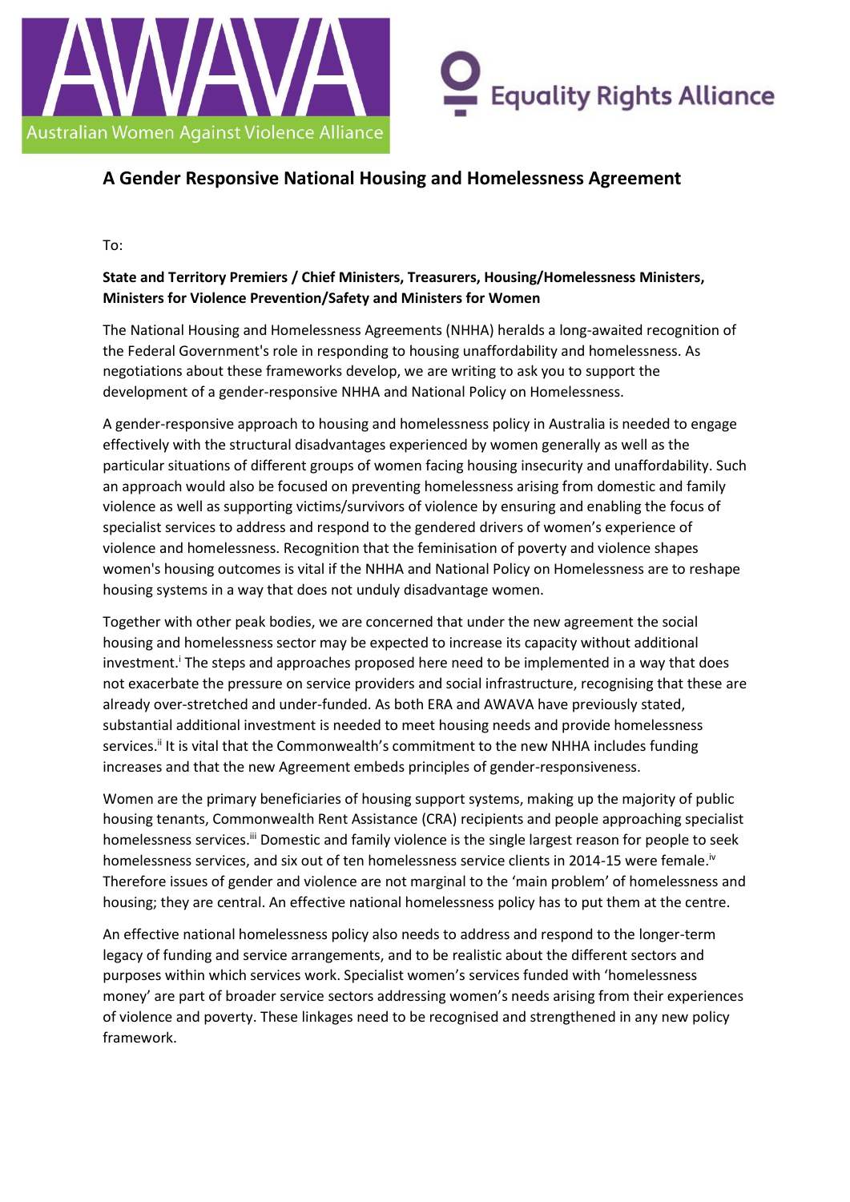AWAVA Australian Women Against Violence Alliance

Equality Rights Alliance

# A Gender Responsive National Housing and Homelessness Agreement

To:

**State and Territory Premiers / Chief Ministers, Treasurers, Housing/Homelessness Ministers, Ministers for Violence Prevention/Safety and Ministers for Women**

The National Housing and Homelessness Agreements (NHHA) heralds a long-awaited recognition of the Federal Government's role in responding to housing unaffordability and homelessness. As negotiations about these frameworks develop, we are writing to ask you to support the development of a gender-responsive NHHA and National Policy on Homelessness.

A gender-responsive approach to housing and homelessness policy in Australia is needed to engage effectively with the structural disadvantages experienced by women generally as well as the particular situations of different groups of women facing housing insecurity and unaffordability. Such an approach would also be focused on preventing homelessness arising from domestic and family violence as well as supporting victims/survivors of violence by ensuring and enabling the focus of specialist services to address and respond to the gendered drivers of women's experience of violence and homelessness. Recognition that the feminisation of poverty and violence shapes women's housing outcomes is vital if the NHHA and National Policy on Homelessness are to reshape housing systems in a way that does not unduly disadvantage women.

Together with other peak bodies, we are concerned that under the new agreement the social housing and homelessness sector may be expected to increase its capacity without additional investment.[i] The steps and approaches proposed here need to be implemented in a way that does not exacerbate the pressure on service providers and social infrastructure, recognising that these are already over-stretched and under-funded. As both ERA and AWAVA have previously stated, substantial additional investment is needed to meet housing needs and provide homelessness services.[ii] It is vital that the Commonwealth's commitment to the new NHHA includes funding increases and that the new Agreement embeds principles of gender-responsiveness.

Women are the primary beneficiaries of housing support systems, making up the majority of public housing tenants, Commonwealth Rent Assistance (CRA) recipients and people approaching specialist homelessness services.[iii] Domestic and family violence is the single largest reason for people to seek homelessness services, and six out of ten homelessness service clients in 2014-15 were female.[iv] Therefore issues of gender and violence are not marginal to the 'main problem' of homelessness and housing; they are central. An effective national homelessness policy has to put them at the centre.

An effective national homelessness policy also needs to address and respond to the longer-term legacy of funding and service arrangements, and to be realistic about the different sectors and purposes within which services work. Specialist women's services funded with 'homelessness money' are part of broader service sectors addressing women's needs arising from their experiences of violence and poverty. These linkages need to be recognised and strengthened in any new policy framework.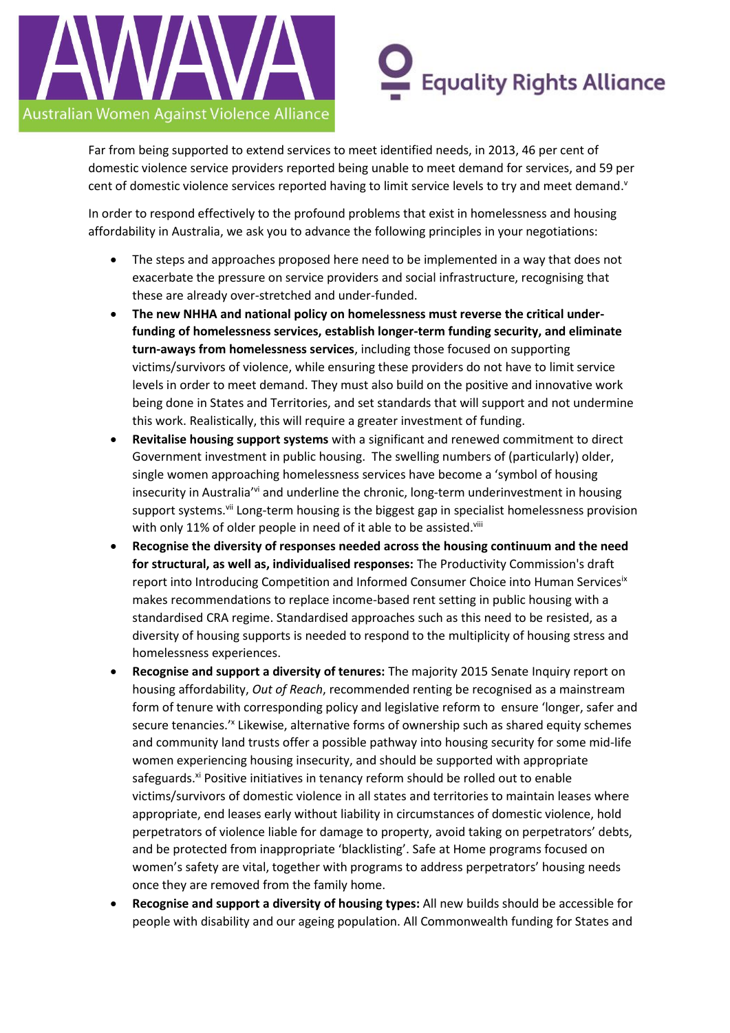Far from being supported to extend services to meet identified needs, in 2013, 46 per cent of domestic violence service providers reported being unable to meet demand for services, and 59 per cent of domestic violence services reported having to limit service levels to try and meet demand.[v]

In order to respond effectively to the profound problems that exist in homelessness and housing affordability in Australia, we ask you to advance the following principles in your negotiations:

- The steps and approaches proposed here need to be implemented in a way that does not exacerbate the pressure on service providers and social infrastructure, recognising that these are already over-stretched and under-funded.
- **The new NHHA and national policy on homelessness must reverse the critical under-funding of homelessness services, establish longer-term funding security, and eliminate turn-aways from homelessness services**, including those focused on supporting victims/survivors of violence, while ensuring these providers do not have to limit service levels in order to meet demand. They must also build on the positive and innovative work being done in States and Territories, and set standards that will support and not undermine this work. Realistically, this will require a greater investment of funding.
- **Revitalise housing support systems** with a significant and renewed commitment to direct Government investment in public housing. The swelling numbers of (particularly) older, single women approaching homelessness services have become a 'symbol of housing insecurity in Australia'[vi] and underline the chronic, long-term underinvestment in housing support systems.[vii] Long-term housing is the biggest gap in specialist homelessness provision with only 11% of older people in need of it able to be assisted.[viii]
- **Recognise the diversity of responses needed across the housing continuum and the need for structural, as well as, individualised responses:** The Productivity Commission's draft report into Introducing Competition and Informed Consumer Choice into Human Services[ix] makes recommendations to replace income-based rent setting in public housing with a standardised CRA regime. Standardised approaches such as this need to be resisted, as a diversity of housing supports is needed to respond to the multiplicity of housing stress and homelessness experiences.
- **Recognise and support a diversity of tenures:** The majority 2015 Senate Inquiry report on housing affordability, *Out of Reach*, recommended renting be recognised as a mainstream form of tenure with corresponding policy and legislative reform to ensure 'longer, safer and secure tenancies.'[x] Likewise, alternative forms of ownership such as shared equity schemes and community land trusts offer a possible pathway into housing security for some mid-life women experiencing housing insecurity, and should be supported with appropriate safeguards.[xi] Positive initiatives in tenancy reform should be rolled out to enable victims/survivors of domestic violence in all states and territories to maintain leases where appropriate, end leases early without liability in circumstances of domestic violence, hold perpetrators of violence liable for damage to property, avoid taking on perpetrators' debts, and be protected from inappropriate 'blacklisting'. Safe at Home programs focused on women's safety are vital, together with programs to address perpetrators' housing needs once they are removed from the family home.
- **Recognise and support a diversity of housing types:** All new builds should be accessible for people with disability and our ageing population. All Commonwealth funding for States and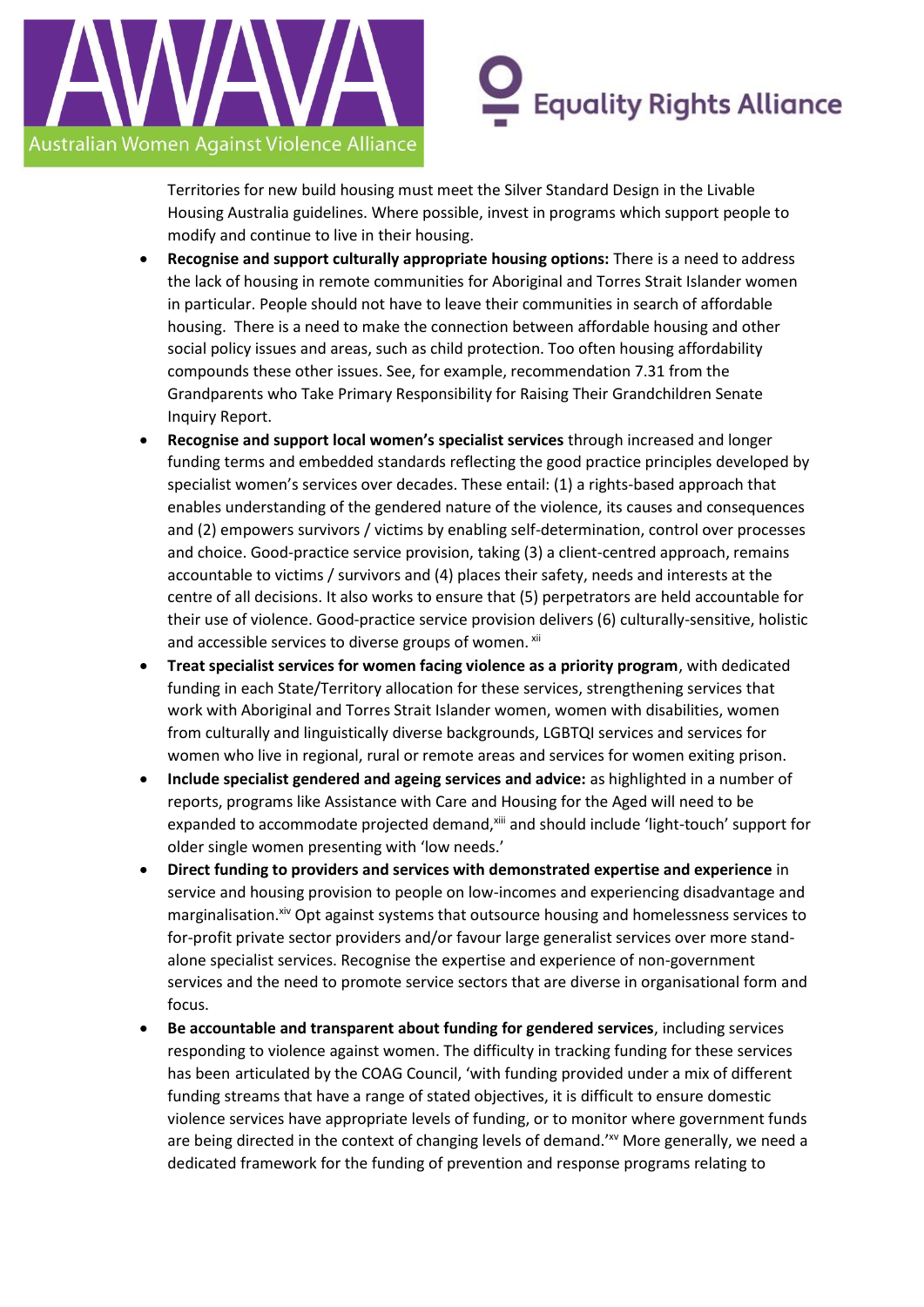Territories for new build housing must meet the Silver Standard Design in the Livable Housing Australia guidelines. Where possible, invest in programs which support people to modify and continue to live in their housing.

- **Recognise and support culturally appropriate housing options:** There is a need to address the lack of housing in remote communities for Aboriginal and Torres Strait Islander women in particular. People should not have to leave their communities in search of affordable housing. There is a need to make the connection between affordable housing and other social policy issues and areas, such as child protection. Too often housing affordability compounds these other issues. See, for example, recommendation 7.31 from the Grandparents who Take Primary Responsibility for Raising Their Grandchildren Senate Inquiry Report.
- **Recognise and support local women's specialist services** through increased and longer funding terms and embedded standards reflecting the good practice principles developed by specialist women's services over decades. These entail: (1) a rights-based approach that enables understanding of the gendered nature of the violence, its causes and consequences and (2) empowers survivors / victims by enabling self-determination, control over processes and choice. Good-practice service provision, taking (3) a client-centred approach, remains accountable to victims / survivors and (4) places their safety, needs and interests at the centre of all decisions. It also works to ensure that (5) perpetrators are held accountable for their use of violence. Good-practice service provision delivers (6) culturally-sensitive, holistic and accessible services to diverse groups of women. [xii]
- **Treat specialist services for women facing violence as a priority program**, with dedicated funding in each State/Territory allocation for these services, strengthening services that work with Aboriginal and Torres Strait Islander women, women with disabilities, women from culturally and linguistically diverse backgrounds, LGBTQI services and services for women who live in regional, rural or remote areas and services for women exiting prison.
- **Include specialist gendered and ageing services and advice:** as highlighted in a number of reports, programs like Assistance with Care and Housing for the Aged will need to be expanded to accommodate projected demand,[xiii] and should include 'light-touch' support for older single women presenting with 'low needs.'
- **Direct funding to providers and services with demonstrated expertise and experience** in service and housing provision to people on low-incomes and experiencing disadvantage and marginalisation.[xiv] Opt against systems that outsource housing and homelessness services to for-profit private sector providers and/or favour large generalist services over more stand-alone specialist services. Recognise the expertise and experience of non-government services and the need to promote service sectors that are diverse in organisational form and focus.
- **Be accountable and transparent about funding for gendered services**, including services responding to violence against women. The difficulty in tracking funding for these services has been articulated by the COAG Council, 'with funding provided under a mix of different funding streams that have a range of stated objectives, it is difficult to ensure domestic violence services have appropriate levels of funding, or to monitor where government funds are being directed in the context of changing levels of demand.'[xv] More generally, we need a dedicated framework for the funding of prevention and response programs relating to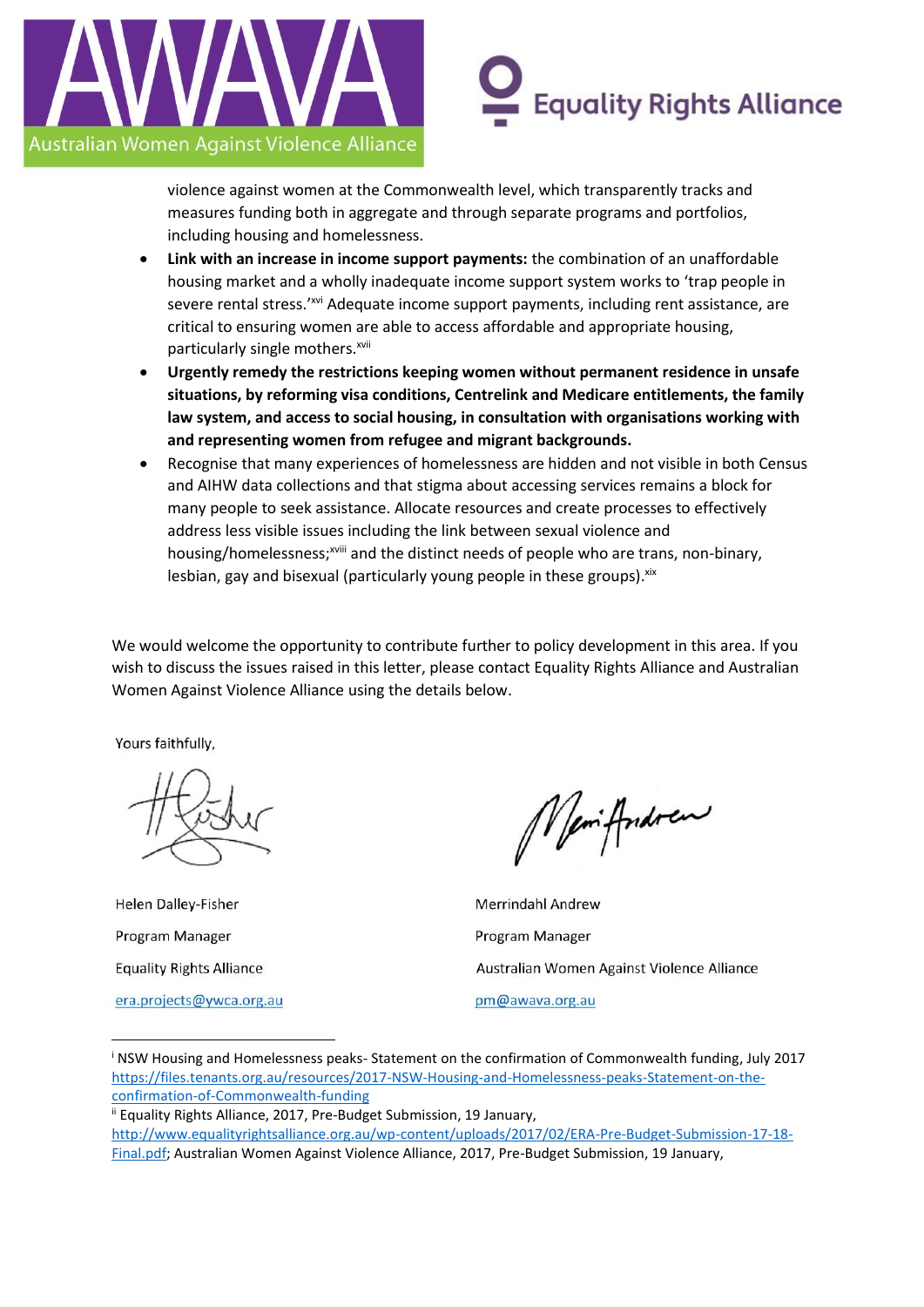violence against women at the Commonwealth level, which transparently tracks and measures funding both in aggregate and through separate programs and portfolios, including housing and homelessness.

- **Link with an increase in income support payments:** the combination of an unaffordable housing market and a wholly inadequate income support system works to 'trap people in severe rental stress.'[xvi] Adequate income support payments, including rent assistance, are critical to ensuring women are able to access affordable and appropriate housing, particularly single mothers.[xvii]
- **Urgently remedy the restrictions keeping women without permanent residence in unsafe situations, by reforming visa conditions, Centrelink and Medicare entitlements, the family law system, and access to social housing, in consultation with organisations working with and representing women from refugee and migrant backgrounds.**
- Recognise that many experiences of homelessness are hidden and not visible in both Census and AIHW data collections and that stigma about accessing services remains a block for many people to seek assistance. Allocate resources and create processes to effectively address less visible issues including the link between sexual violence and housing/homelessness;[xviii] and the distinct needs of people who are trans, non-binary, lesbian, gay and bisexual (particularly young people in these groups).[xix]

We would welcome the opportunity to contribute further to policy development in this area. If you wish to discuss the issues raised in this letter, please contact Equality Rights Alliance and Australian Women Against Violence Alliance using the details below.

Yours faithfully,

Helen Dalley-Fisher
Program Manager
Equality Rights Alliance
era.projects@ywca.org.au

Merrindahl Andrew
Program Manager
Australian Women Against Violence Alliance
pm@awava.org.au

---

[i] NSW Housing and Homelessness peaks- Statement on the confirmation of Commonwealth funding, July 2017 https://files.tenants.org.au/resources/2017-NSW-Housing-and-Homelessness-peaks-Statement-on-the-confirmation-of-Commonwealth-funding

[ii] Equality Rights Alliance, 2017, Pre-Budget Submission, 19 January, http://www.equalityrightsalliance.org.au/wp-content/uploads/2017/02/ERA-Pre-Budget-Submission-17-18-Final.pdf; Australian Women Against Violence Alliance, 2017, Pre-Budget Submission, 19 January,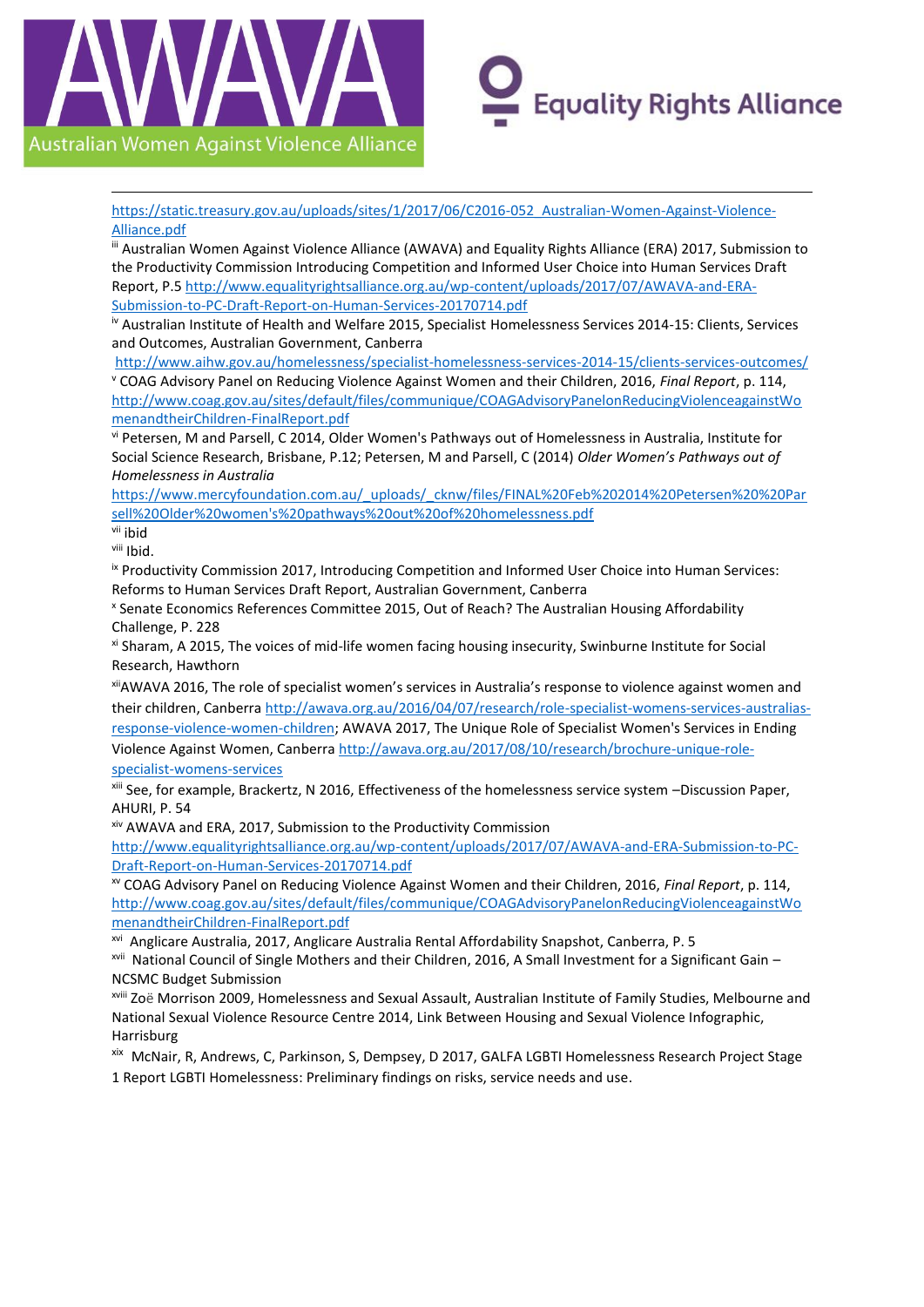https://static.treasury.gov.au/uploads/sites/1/2017/06/C2016-052_Australian-Women-Against-Violence-Alliance.pdf

[iii] Australian Women Against Violence Alliance (AWAVA) and Equality Rights Alliance (ERA) 2017, Submission to the Productivity Commission Introducing Competition and Informed User Choice into Human Services Draft Report, P.5 http://www.equalityrightsalliance.org.au/wp-content/uploads/2017/07/AWAVA-and-ERA-Submission-to-PC-Draft-Report-on-Human-Services-20170714.pdf

[iv] Australian Institute of Health and Welfare 2015, Specialist Homelessness Services 2014-15: Clients, Services and Outcomes, Australian Government, Canberra http://www.aihw.gov.au/homelessness/specialist-homelessness-services-2014-15/clients-services-outcomes/

[v] COAG Advisory Panel on Reducing Violence Against Women and their Children, 2016, *Final Report*, p. 114, http://www.coag.gov.au/sites/default/files/communique/COAGAdvisoryPanelonReducingViolenceagainstWomenandtheirChildren-FinalReport.pdf

[vi] Petersen, M and Parsell, C 2014, Older Women's Pathways out of Homelessness in Australia, Institute for Social Science Research, Brisbane, P.12; Petersen, M and Parsell, C (2014) *Older Women's Pathways out of Homelessness in Australia* https://www.mercyfoundation.com.au/_uploads/_cknw/files/FINAL%20Feb%202014%20Petersen%20%20Parsell%20Older%20women's%20pathways%20out%20of%20homelessness.pdf

[vii] ibid

[viii] Ibid.

[ix] Productivity Commission 2017, Introducing Competition and Informed User Choice into Human Services: Reforms to Human Services Draft Report, Australian Government, Canberra

[x] Senate Economics References Committee 2015, Out of Reach? The Australian Housing Affordability Challenge, P. 228

[xi] Sharam, A 2015, The voices of mid-life women facing housing insecurity, Swinburne Institute for Social Research, Hawthorn

[xii] AWAVA 2016, The role of specialist women's services in Australia's response to violence against women and their children, Canberra http://awava.org.au/2016/04/07/research/role-specialist-womens-services-australias-response-violence-women-children; AWAVA 2017, The Unique Role of Specialist Women's Services in Ending Violence Against Women, Canberra http://awava.org.au/2017/08/10/research/brochure-unique-role-specialist-womens-services

[xiii] See, for example, Brackertz, N 2016, Effectiveness of the homelessness service system –Discussion Paper, AHURI, P. 54

[xiv] AWAVA and ERA, 2017, Submission to the Productivity Commission http://www.equalityrightsalliance.org.au/wp-content/uploads/2017/07/AWAVA-and-ERA-Submission-to-PC-Draft-Report-on-Human-Services-20170714.pdf

[xv] COAG Advisory Panel on Reducing Violence Against Women and their Children, 2016, *Final Report*, p. 114, http://www.coag.gov.au/sites/default/files/communique/COAGAdvisoryPanelonReducingViolenceagainstWomenandtheirChildren-FinalReport.pdf

[xvi] Anglicare Australia, 2017, Anglicare Australia Rental Affordability Snapshot, Canberra, P. 5

[xvii] National Council of Single Mothers and their Children, 2016, A Small Investment for a Significant Gain – NCSMC Budget Submission

[xviii] Zoë Morrison 2009, Homelessness and Sexual Assault, Australian Institute of Family Studies, Melbourne and National Sexual Violence Resource Centre 2014, Link Between Housing and Sexual Violence Infographic, Harrisburg

[xix] McNair, R, Andrews, C, Parkinson, S, Dempsey, D 2017, GALFA LGBTI Homelessness Research Project Stage 1 Report LGBTI Homelessness: Preliminary findings on risks, service needs and use.